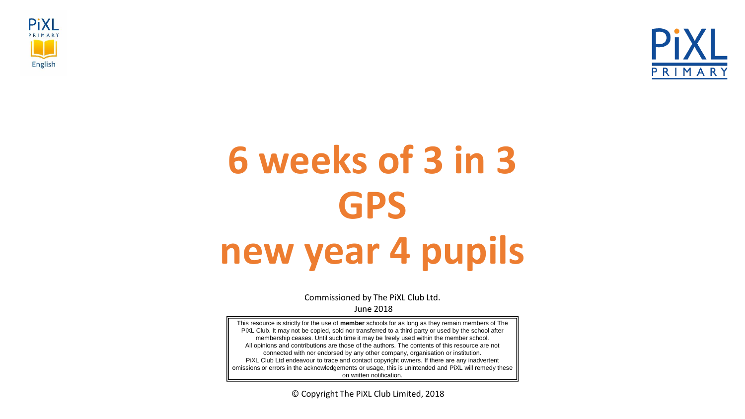# 6 weeks of 3 in 3 GPS new year 4 pupils

Commissioned by The PiXL Club Ltd.

June 2018

This resource is strictly for the use of **member** schools for as long as they remain members of The PiXL Club. It may not be copied, sold nor transferred to a third party or used by the school after membership ceases. Until such time it may be freely used within the member school.
All opinions and contributions are those of the authors. The contents of this resource are not connected with nor endorsed by any other company, organisation or institution.
PiXL Club Ltd endeavour to trace and contact copyright owners. If there are any inadvertent omissions or errors in the acknowledgements or usage, this is unintended and PiXL will remedy these on written notification.

© Copyright The PiXL Club Limited, 2018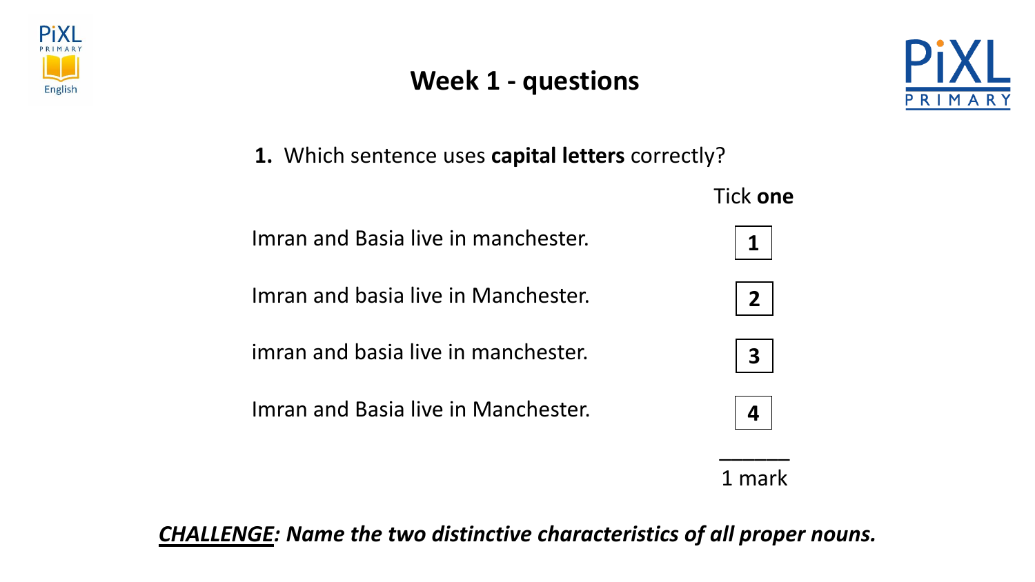# Week 1 - questions

**1.** Which sentence uses **capital letters** correctly?

| | Tick **one** |
|---|---|
| Imran and Basia live in manchester. | 1 |
| Imran and basia live in Manchester. | 2 |
| imran and basia live in manchester. | 3 |
| Imran and Basia live in Manchester. | 4 |

______
1 mark

***CHALLENGE: Name the two distinctive characteristics of all proper nouns.***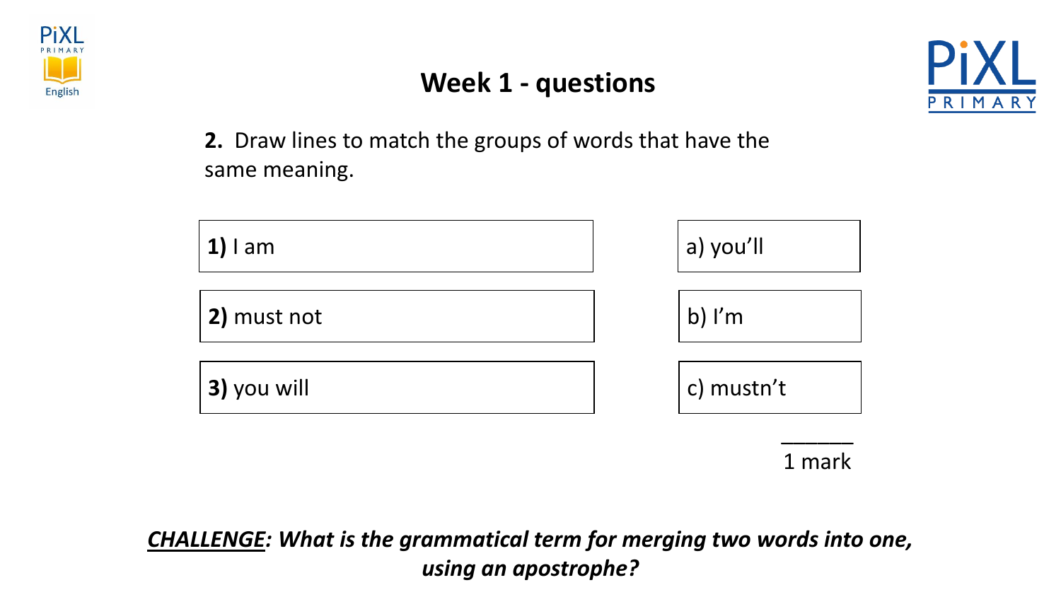# Week 1 - questions

**2.** Draw lines to match the groups of words that have the same meaning.

| | |
|---|---|
| **1)** I am | a) you'll |
| **2)** must not | b) I'm |
| **3)** you will | c) mustn't |

______
1 mark

***CHALLENGE*: What is the grammatical term for merging two words into one, using an apostrophe?**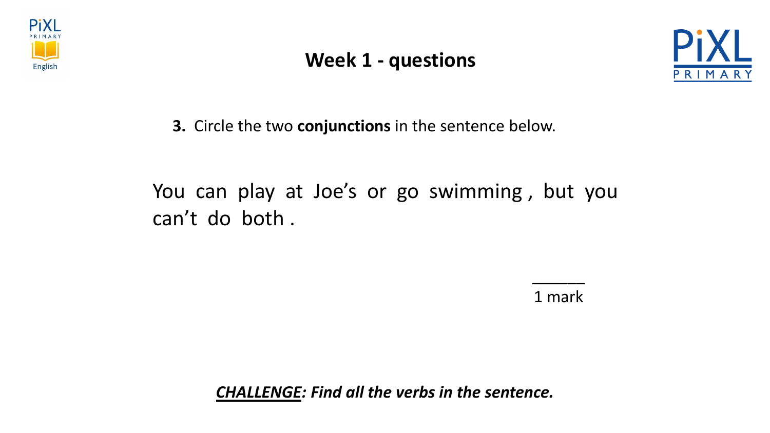# Week 1 - questions

**3.** Circle the two **conjunctions** in the sentence below.

You can play at Joe's or go swimming , but you can't do both .

______
1 mark

***CHALLENGE*: Find all the verbs in the sentence.**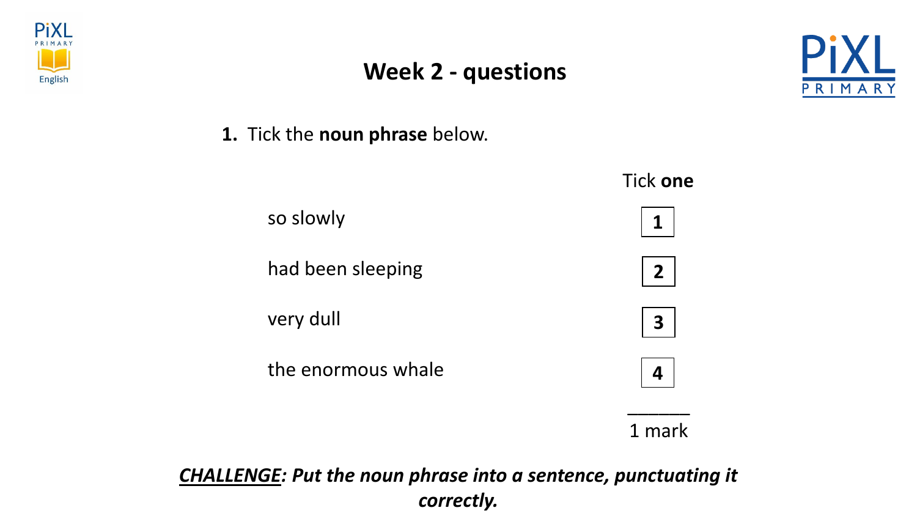# Week 2 - questions

**1.** Tick the **noun phrase** below.

| | Tick **one** |
|---|---|
| so slowly | **1** |
| had been sleeping | **2** |
| very dull | **3** |
| the enormous whale | **4** |

______
1 mark

***<u>CHALLENGE</u>: Put the noun phrase into a sentence, punctuating it correctly.***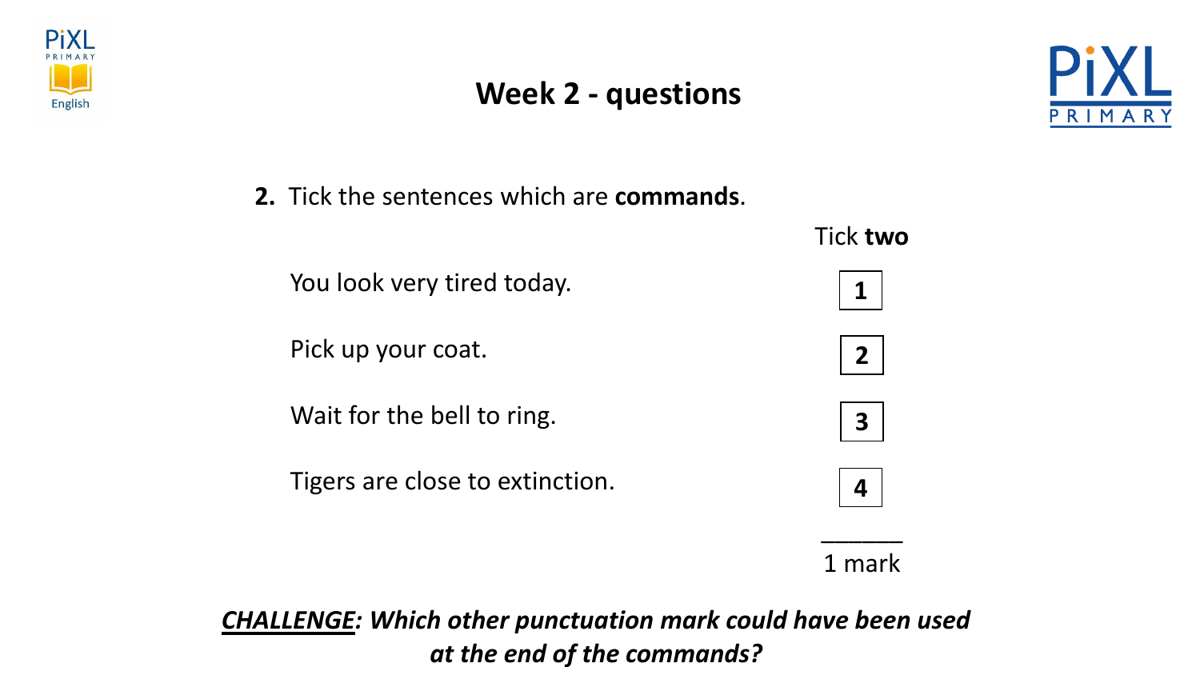# Week 2 - questions

**2.** Tick the sentences which are **commands**.

| | Tick **two** |
|---|---|
| You look very tired today. | 1 |
| Pick up your coat. | 2 |
| Wait for the bell to ring. | 3 |
| Tigers are close to extinction. | 4 |

1 mark

***CHALLENGE*: Which other punctuation mark could have been used at the end of the commands?**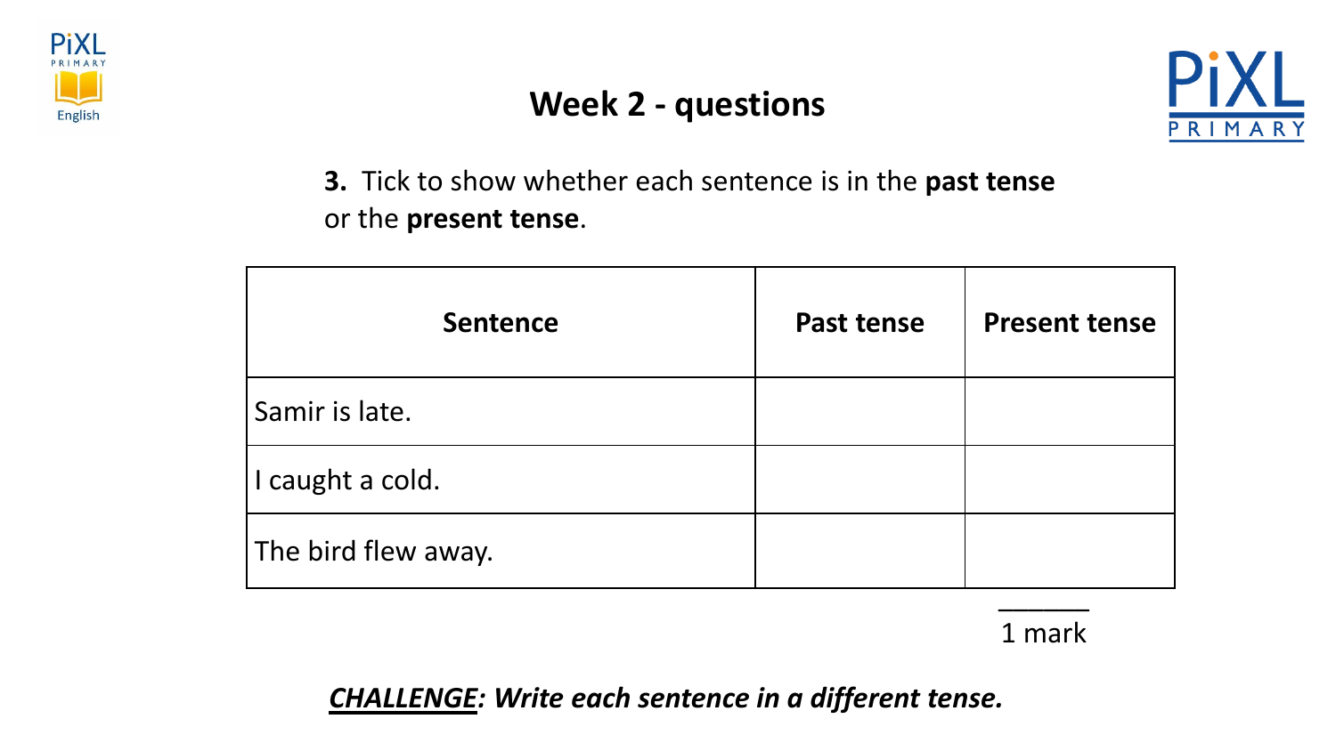# Week 2 - questions

**3.** Tick to show whether each sentence is in the **past tense** or the **present tense**.

| Sentence | Past tense | Present tense |
|---|---|---|
| Samir is late. | | |
| I caught a cold. | | |
| The bird flew away. | | |

______
1 mark

***CHALLENGE*: Write each sentence in a different tense.**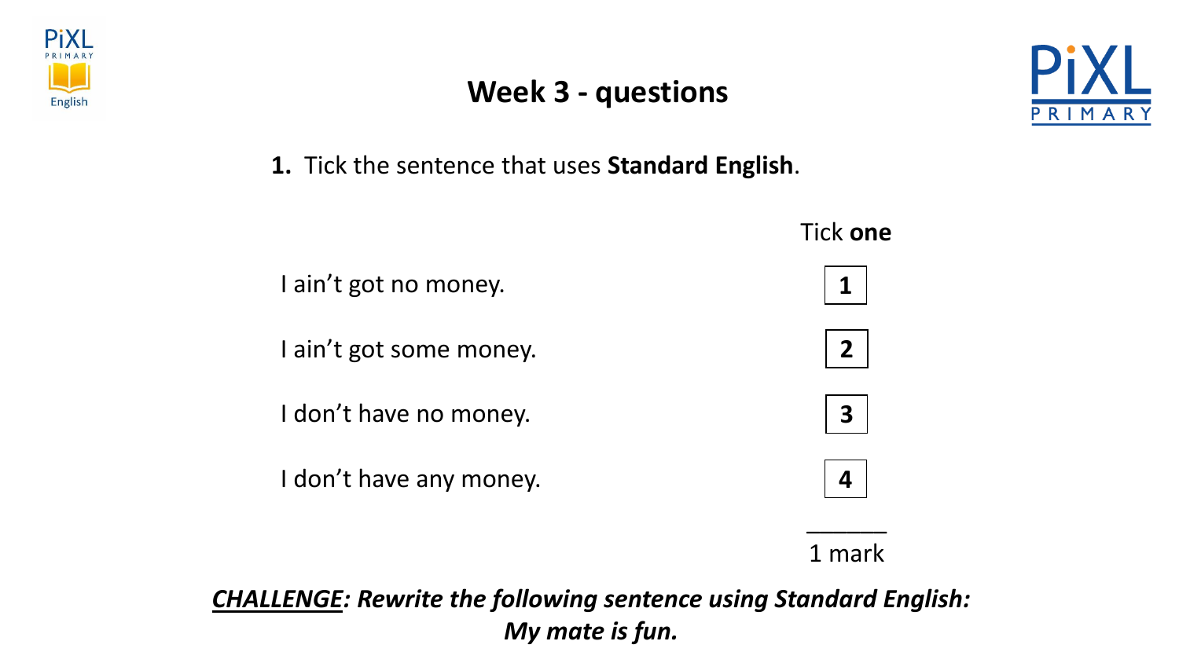# Week 3 - questions

**1.** Tick the sentence that uses **Standard English**.

| | Tick **one** |
|---|---|
| I ain't got no money. | 1 |
| I ain't got some money. | 2 |
| I don't have no money. | 3 |
| I don't have any money. | 4 |

______
1 mark

***CHALLENGE*: Rewrite the following sentence using Standard English:**
***My mate is fun.***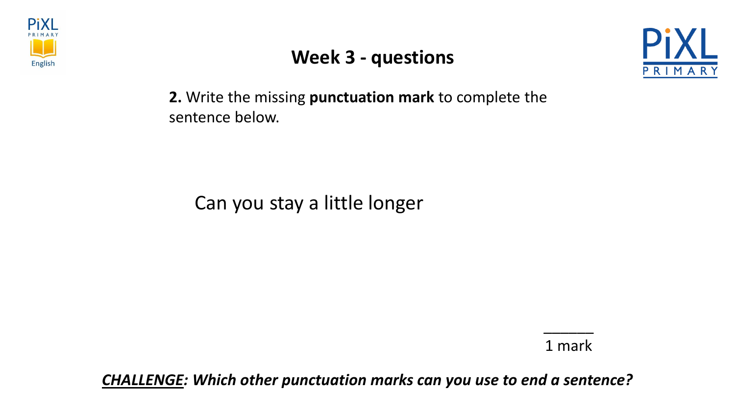## Week 3 - questions

**2.** Write the missing **punctuation mark** to complete the sentence below.

Can you stay a little longer

______
1 mark

***CHALLENGE**: Which other punctuation marks can you use to end a sentence?*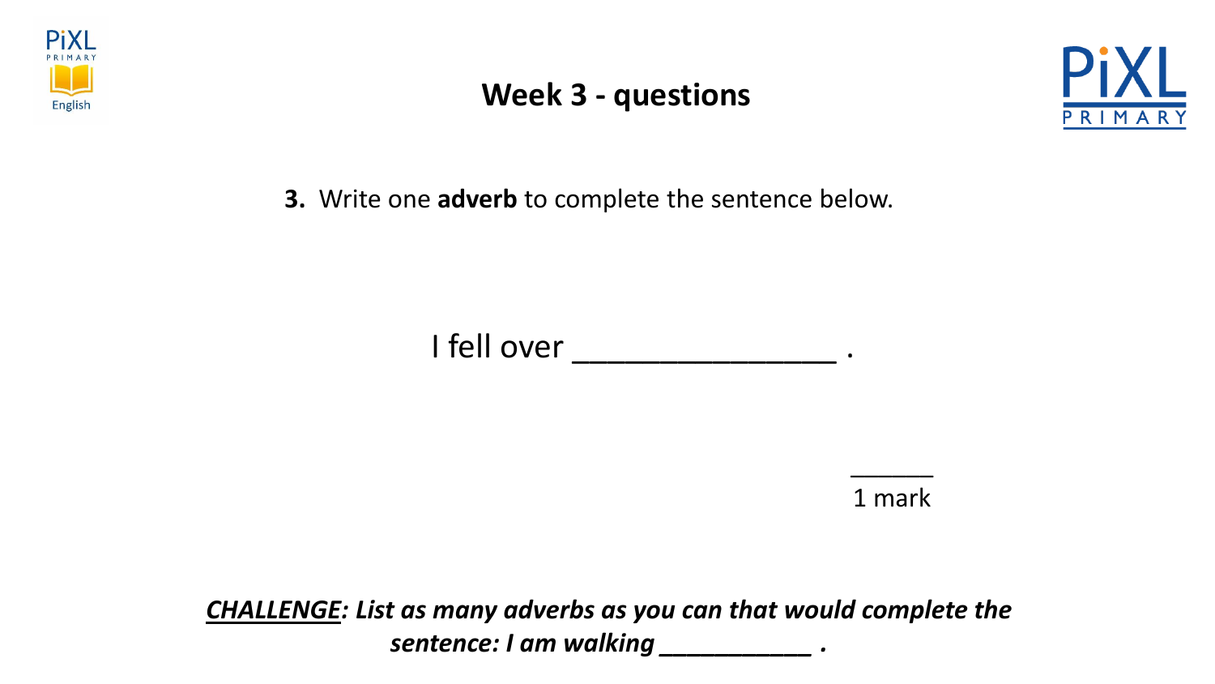# Week 3 - questions

**3.** Write one **adverb** to complete the sentence below.

I fell over ________________ .

______
1 mark

***<u>CHALLENGE</u>: List as many adverbs as you can that would complete the sentence: I am walking ___________ .***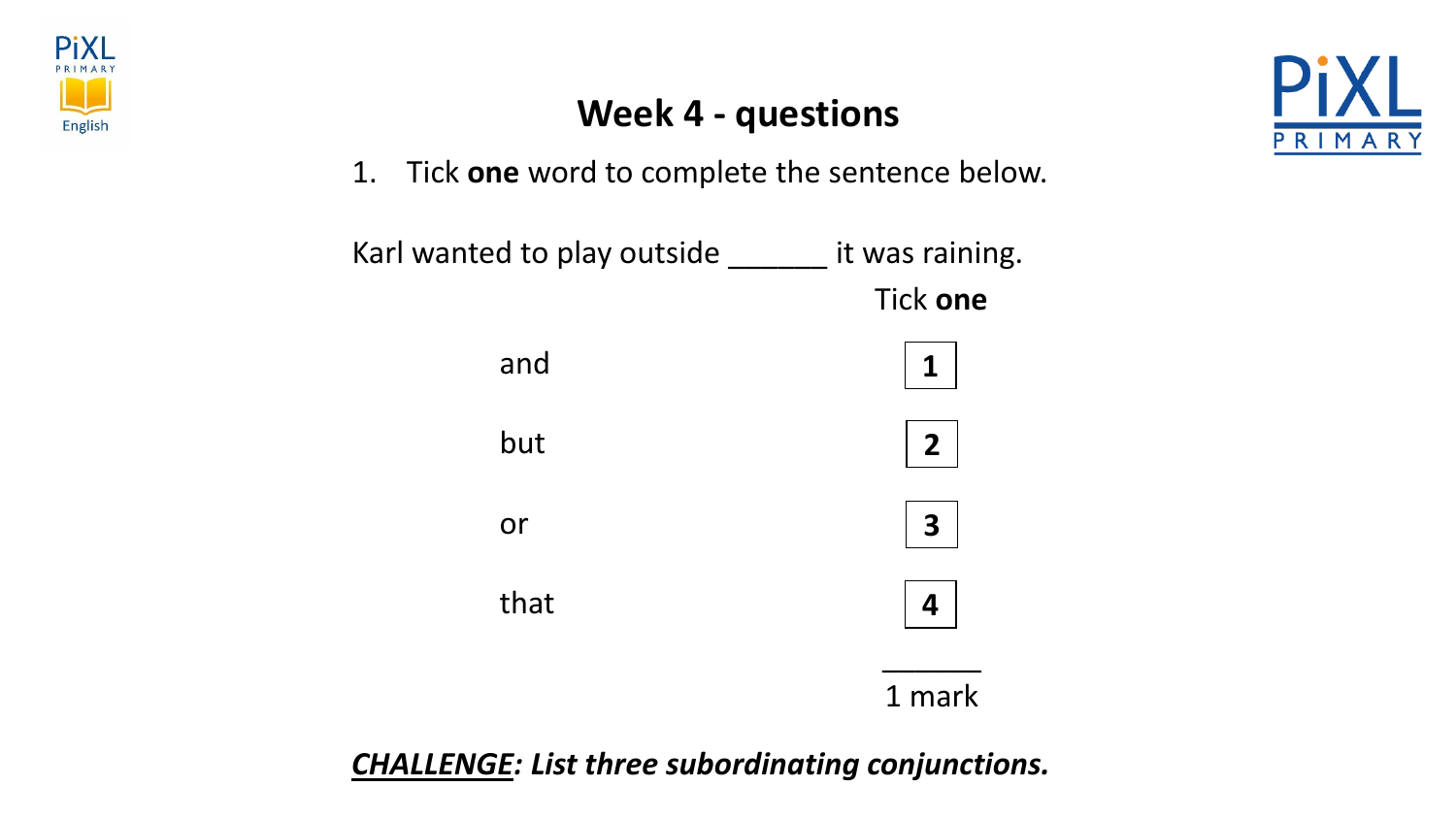# Week 4 - questions

1. Tick **one** word to complete the sentence below.

Karl wanted to play outside ______ it was raining.

| | Tick **one** |
| --- | --- |
| and | 1 |
| but | 2 |
| or | 3 |
| that | 4 |

______
1 mark

***<u>CHALLENGE</u>: List three subordinating conjunctions.***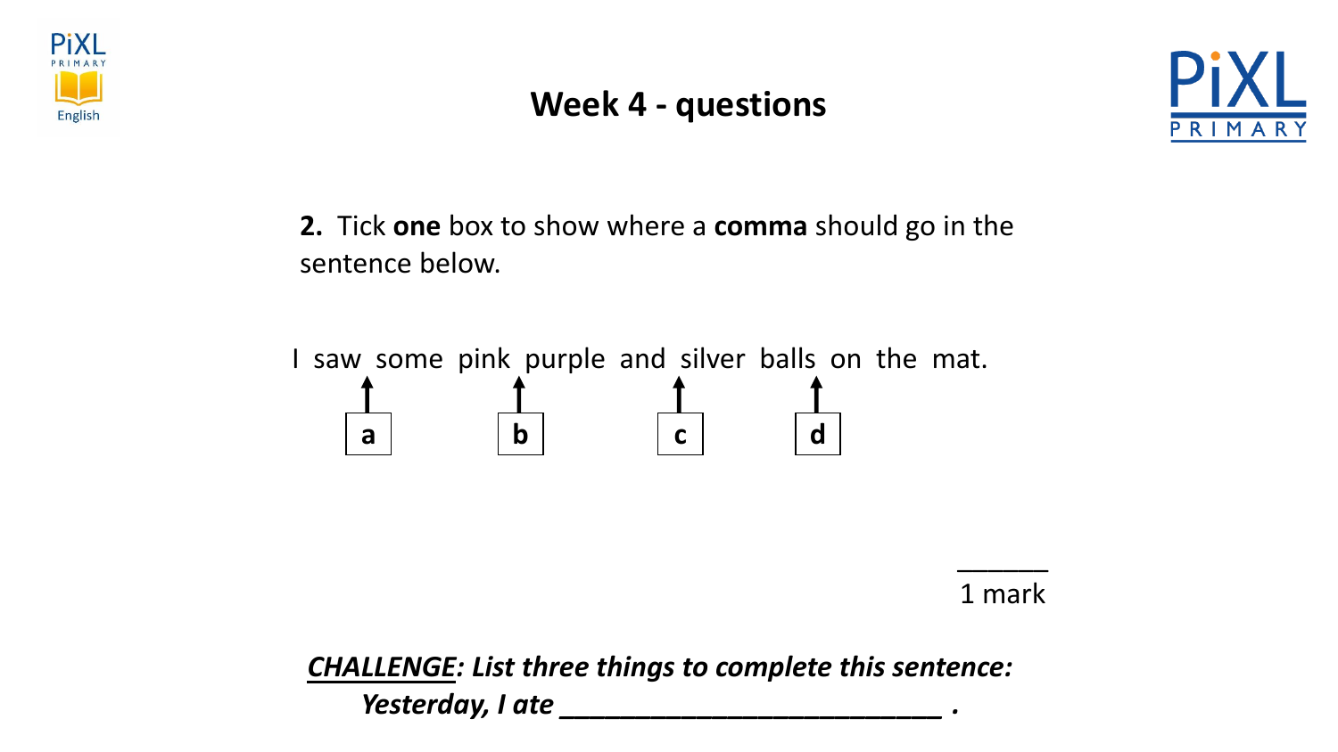# Week 4 - questions

**2.** Tick **one** box to show where a **comma** should go in the sentence below.

I saw some pink purple and silver balls on the mat.

| a | b | c | d |
|---|---|---|---|
| after "saw" | after "pink" | after "and" | after "balls" |

______

1 mark

***CHALLENGE*: List three things to complete this sentence:**

***Yesterday, I ate __________________________ .***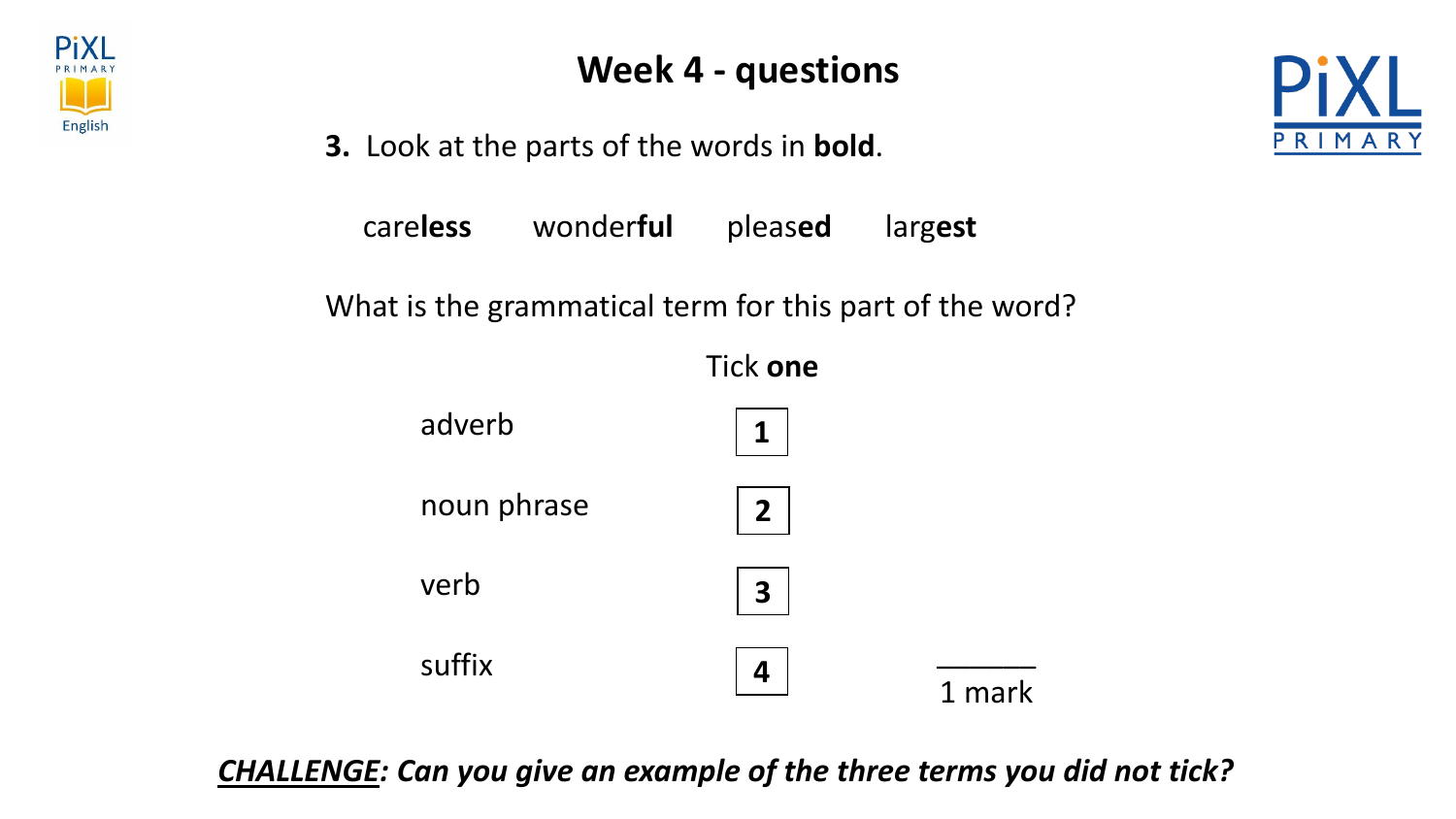# Week 4 - questions

**3.** Look at the parts of the words in **bold**.

care**less** wonderf**ul** pleas**ed** larg**est**

What is the grammatical term for this part of the word?

Tick **one**

| | |
|---|---|
| adverb | 1 |
| noun phrase | 2 |
| verb | 3 |
| suffix | 4 |

1 mark

***CHALLENGE*: Can you give an example of the three terms you did not tick?**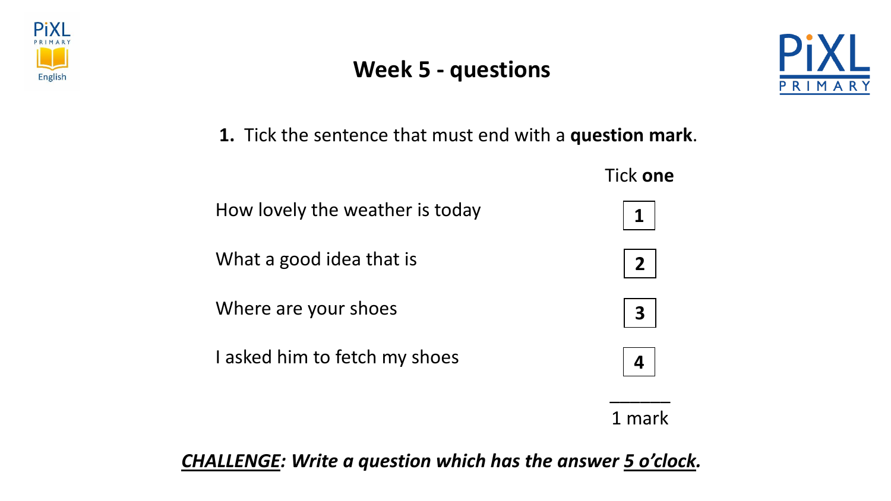# Week 5 - questions

**1.** Tick the sentence that must end with a **question mark**.

| | Tick **one** |
|---|---|
| How lovely the weather is today | 1 |
| What a good idea that is | 2 |
| Where are your shoes | 3 |
| I asked him to fetch my shoes | 4 |

______

1 mark

***CHALLENGE: Write a question which has the answer 5 o'clock.***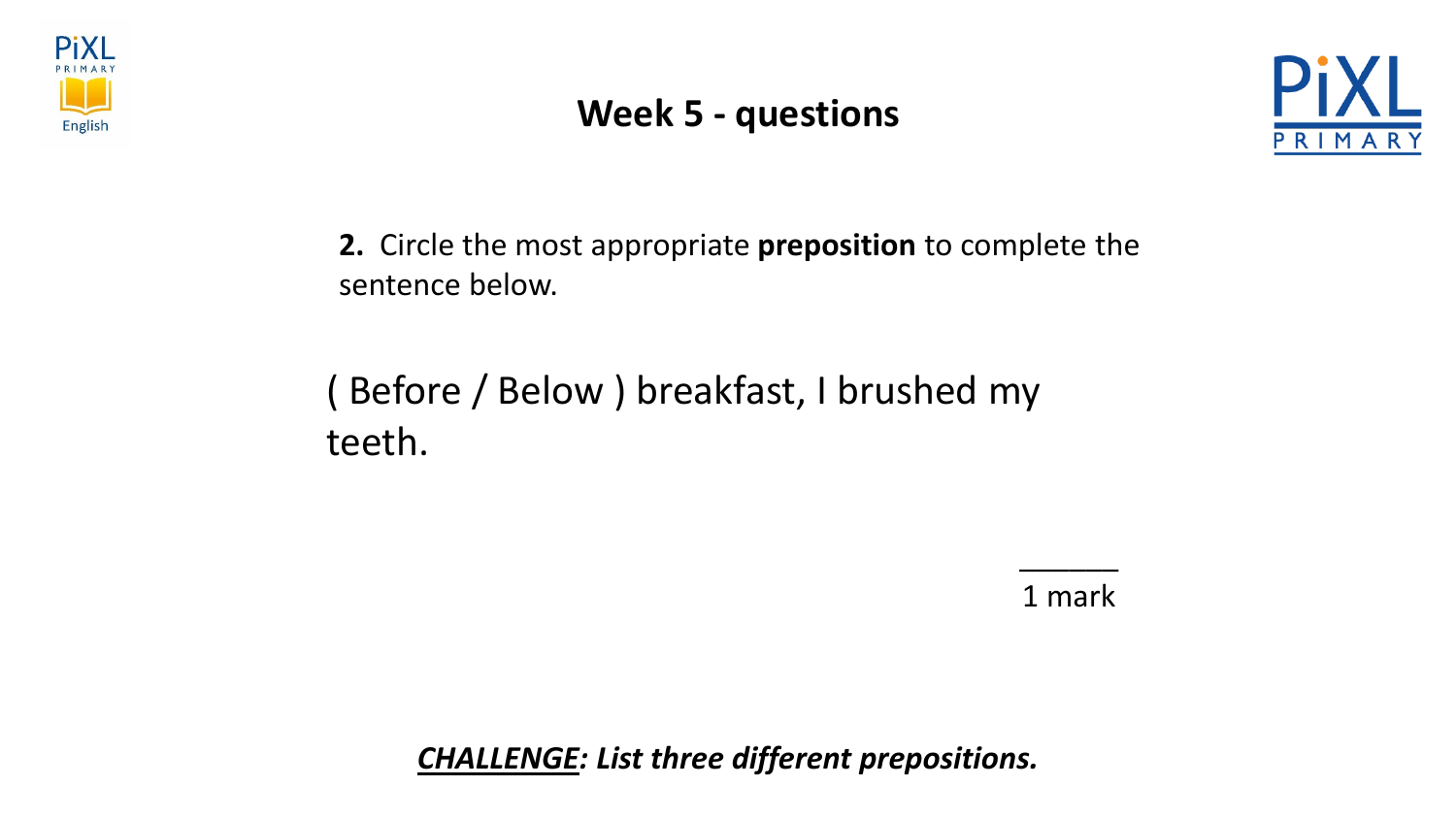# Week 5 - questions

**2.** Circle the most appropriate **preposition** to complete the sentence below.

( Before / Below ) breakfast, I brushed my teeth.

______
1 mark

***<u>CHALLENGE</u>: List three different prepositions.***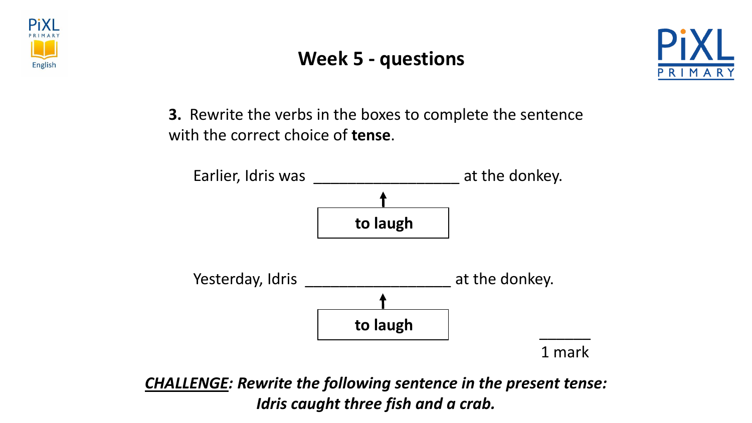# Week 5 - questions

**3.** Rewrite the verbs in the boxes to complete the sentence with the correct choice of **tense**.

Earlier, Idris was __________________ at the donkey.

↑

**to laugh**

Yesterday, Idris __________________ at the donkey.

↑

**to laugh**

______

1 mark

***CHALLENGE: Rewrite the following sentence in the present tense:***
***Idris caught three fish and a crab.***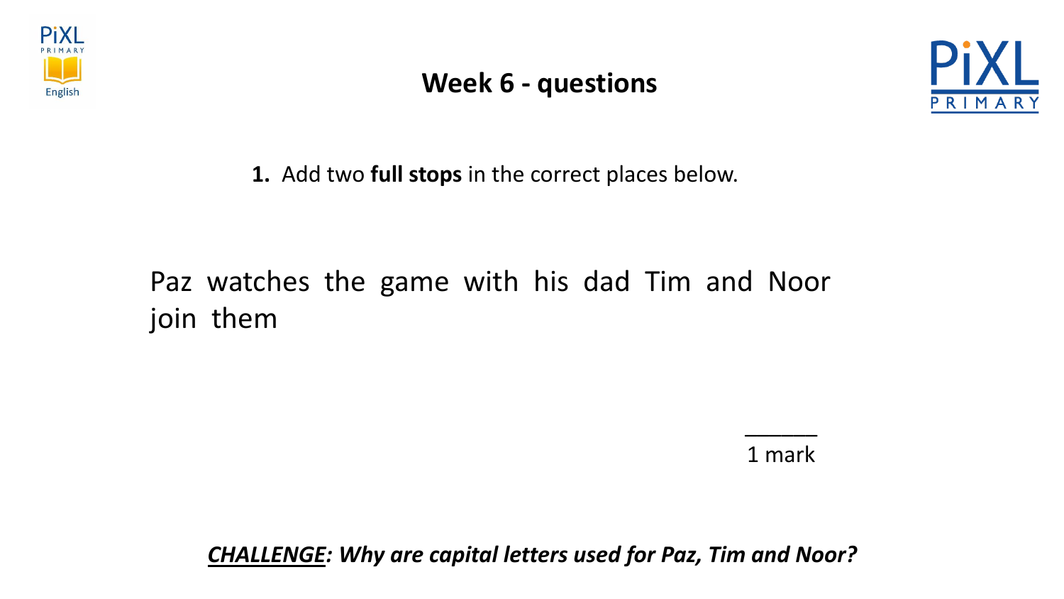# Week 6 - questions

**1.** Add two **full stops** in the correct places below.

Paz watches the game with his dad Tim and Noor join them

______
1 mark

***CHALLENGE*: Why are capital letters used for Paz, Tim and Noor?**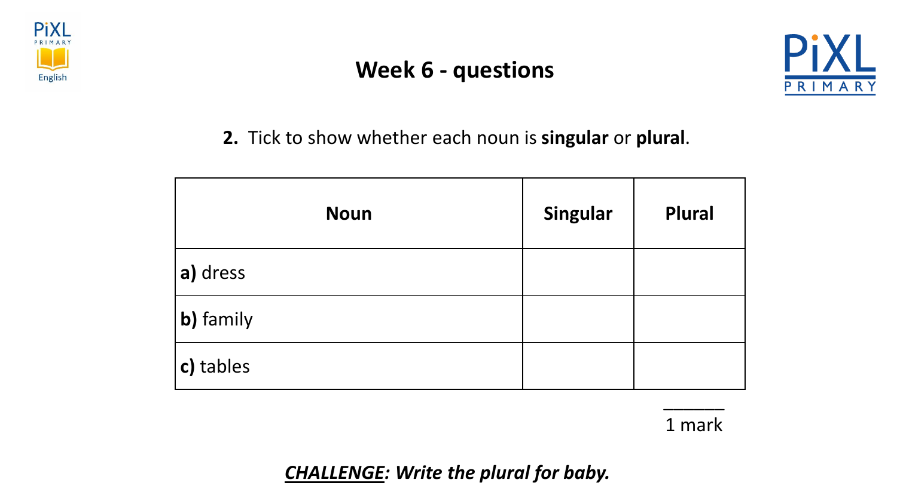# Week 6 - questions

**2.** Tick to show whether each noun is **singular** or **plural**.

| Noun | Singular | Plural |
|---|---|---|
| **a)** dress | | |
| **b)** family | | |
| **c)** tables | | |

______
1 mark

***CHALLENGE*: Write the plural for baby.**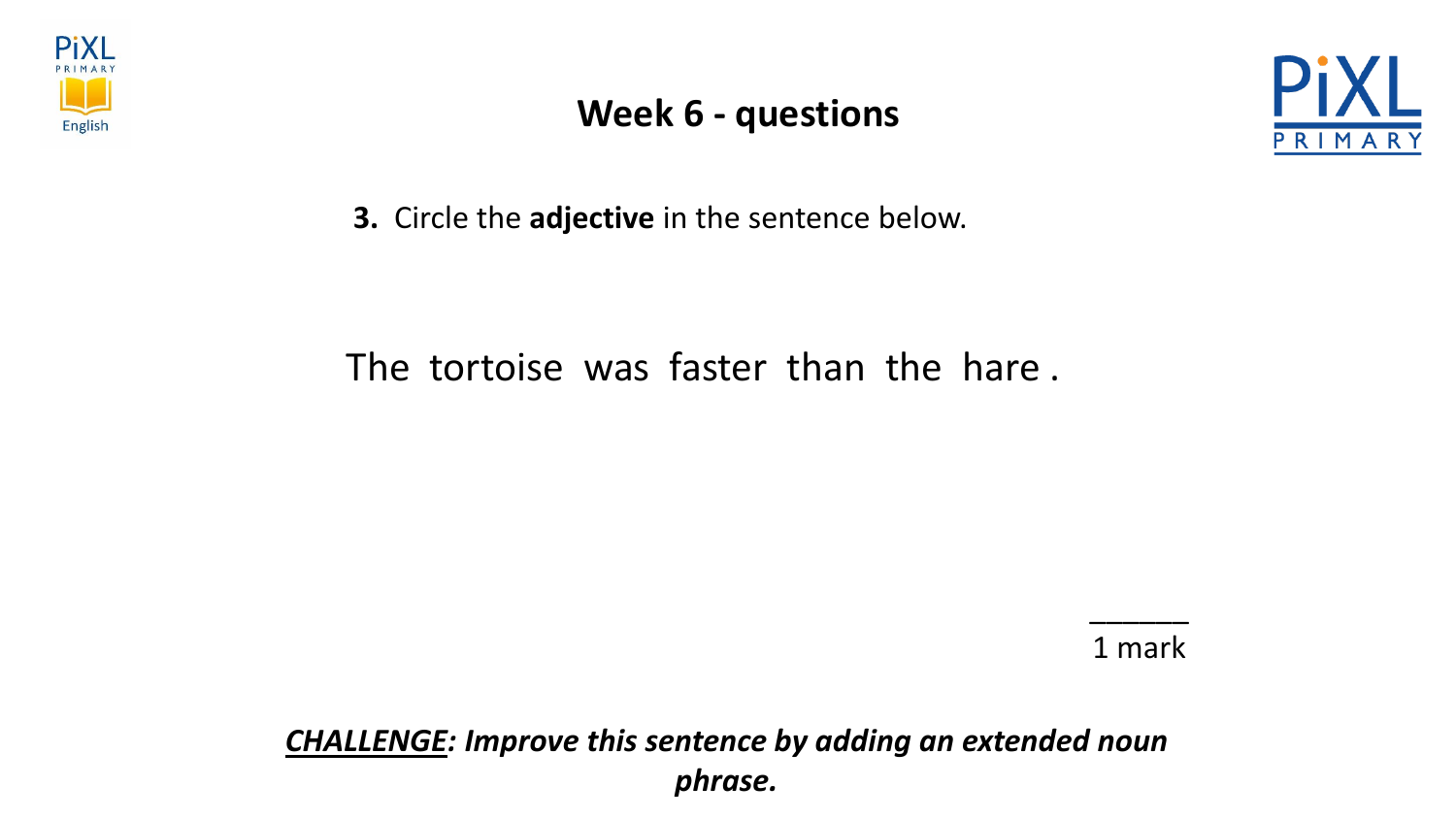# Week 6 - questions

**3.** Circle the **adjective** in the sentence below.

The tortoise was faster than the hare .

______
1 mark

***<u>CHALLENGE</u>: Improve this sentence by adding an extended noun phrase.***